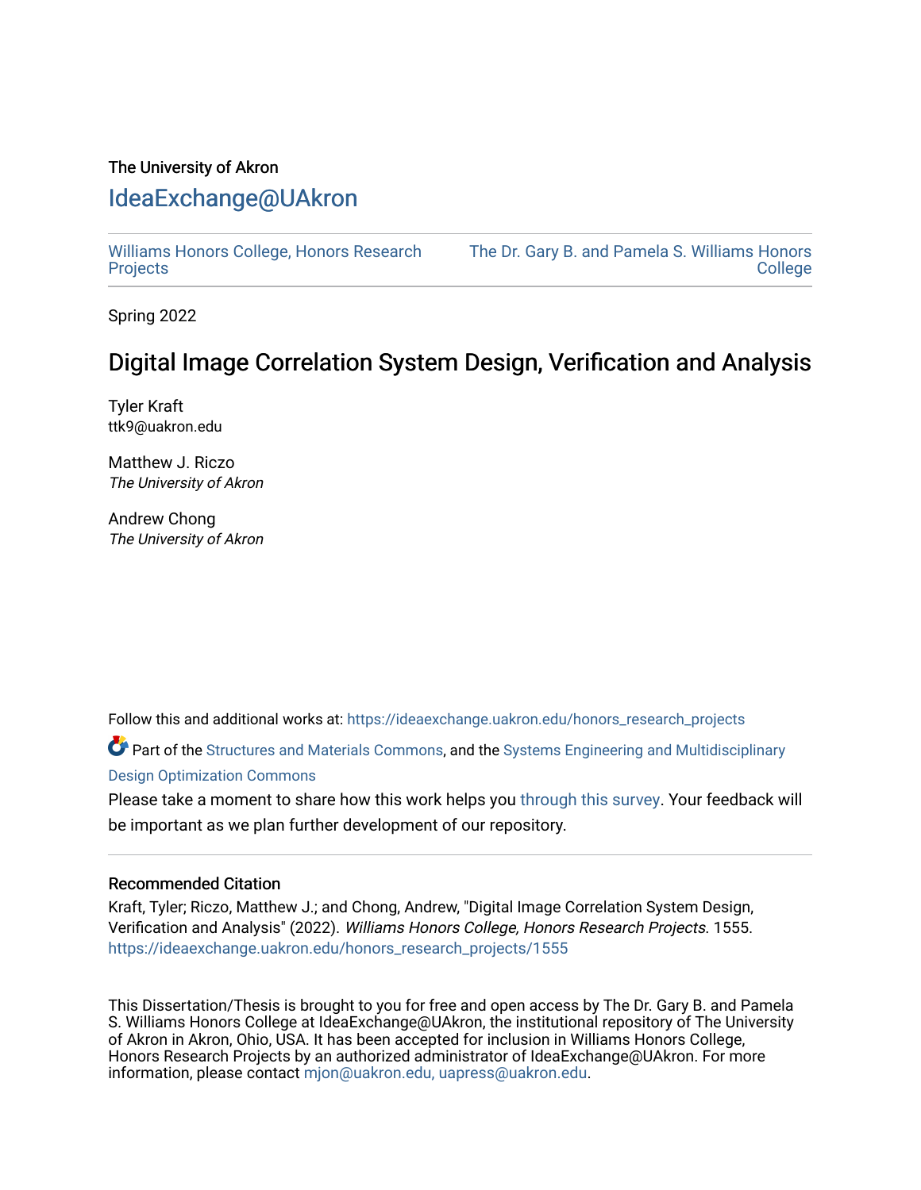The University of Akron

# IdeaExchange@UAkron

Williams Honors College, Honors Research Projects

The Dr. Gary B. and Pamela S. Williams Honors College

Spring 2022

## Digital Image Correlation System Design, Verification and Analysis

Tyler Kraft
ttk9@uakron.edu

Matthew J. Riczo
*The University of Akron*

Andrew Chong
*The University of Akron*

Follow this and additional works at: https://ideaexchange.uakron.edu/honors_research_projects

Part of the Structures and Materials Commons, and the Systems Engineering and Multidisciplinary Design Optimization Commons

Please take a moment to share how this work helps you through this survey. Your feedback will be important as we plan further development of our repository.

### Recommended Citation

Kraft, Tyler; Riczo, Matthew J.; and Chong, Andrew, "Digital Image Correlation System Design, Verification and Analysis" (2022). *Williams Honors College, Honors Research Projects*. 1555.
https://ideaexchange.uakron.edu/honors_research_projects/1555

This Dissertation/Thesis is brought to you for free and open access by The Dr. Gary B. and Pamela S. Williams Honors College at IdeaExchange@UAkron, the institutional repository of The University of Akron in Akron, Ohio, USA. It has been accepted for inclusion in Williams Honors College, Honors Research Projects by an authorized administrator of IdeaExchange@UAkron. For more information, please contact mjon@uakron.edu, uapress@uakron.edu.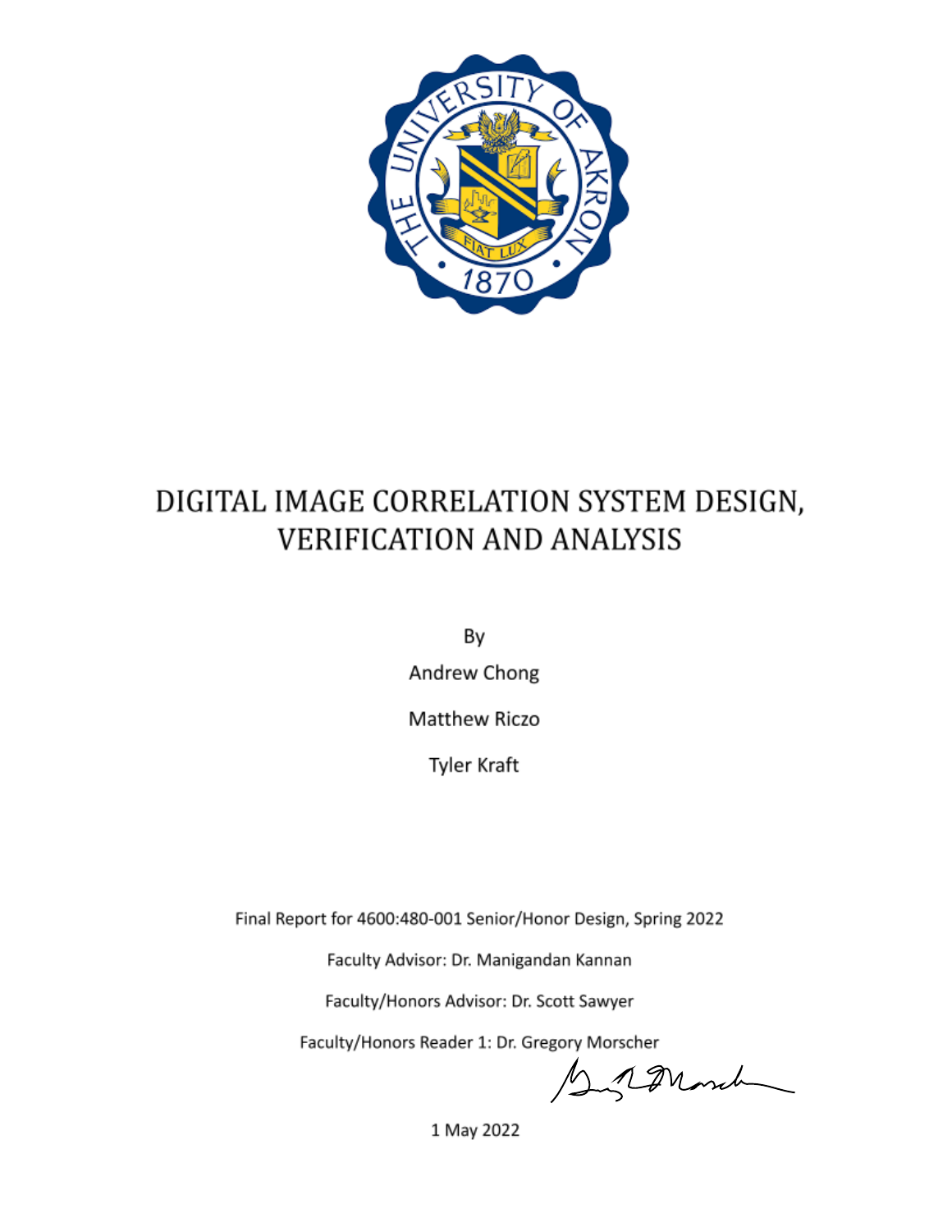# DIGITAL IMAGE CORRELATION SYSTEM DESIGN, VERIFICATION AND ANALYSIS

By

Andrew Chong

Matthew Riczo

Tyler Kraft

Final Report for 4600:480-001 Senior/Honor Design, Spring 2022

Faculty Advisor: Dr. Manigandan Kannan

Faculty/Honors Advisor: Dr. Scott Sawyer

Faculty/Honors Reader 1: Dr. Gregory Morscher

1 May 2022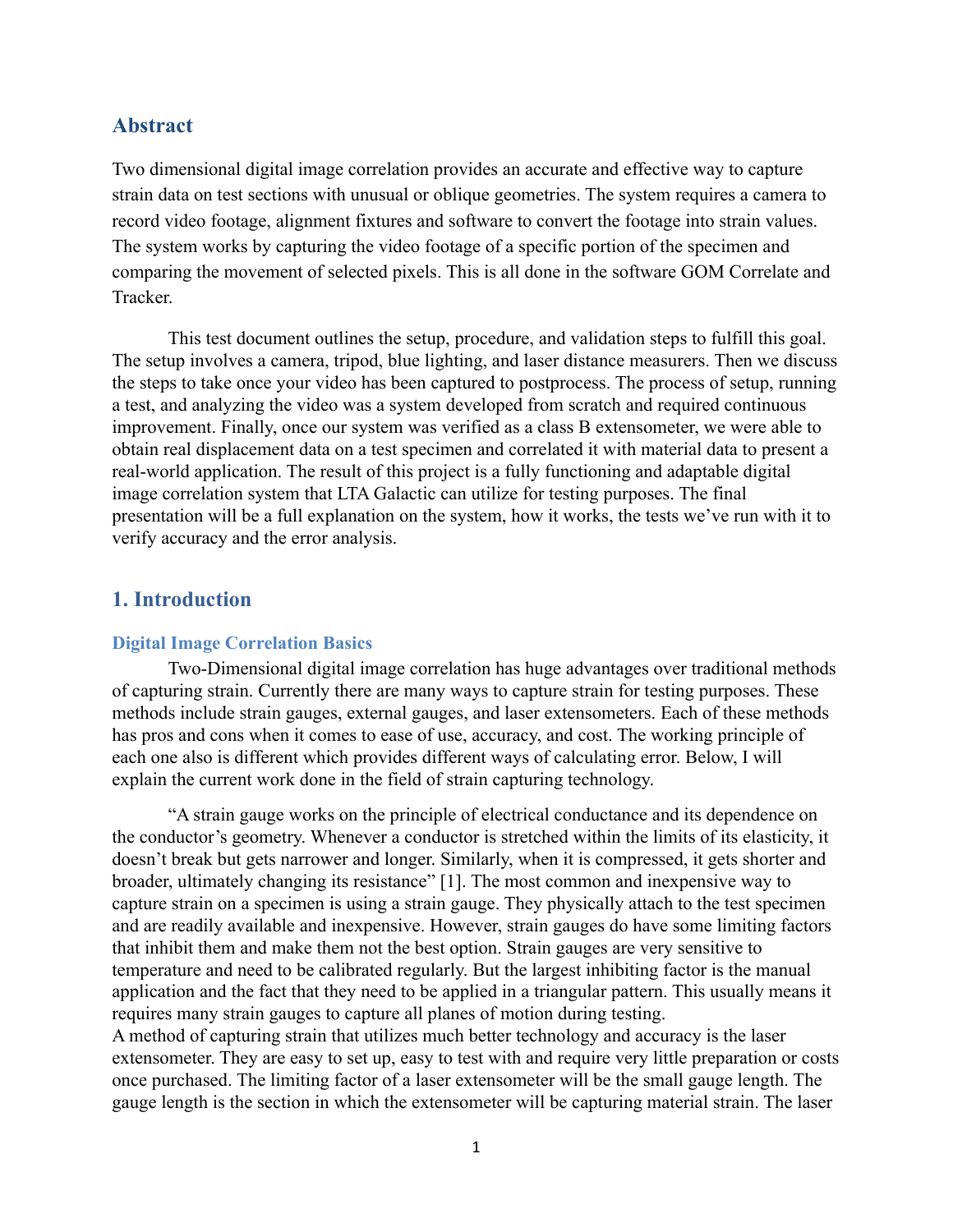## Abstract

Two dimensional digital image correlation provides an accurate and effective way to capture strain data on test sections with unusual or oblique geometries. The system requires a camera to record video footage, alignment fixtures and software to convert the footage into strain values. The system works by capturing the video footage of a specific portion of the specimen and comparing the movement of selected pixels. This is all done in the software GOM Correlate and Tracker.

This test document outlines the setup, procedure, and validation steps to fulfill this goal. The setup involves a camera, tripod, blue lighting, and laser distance measurers. Then we discuss the steps to take once your video has been captured to postprocess. The process of setup, running a test, and analyzing the video was a system developed from scratch and required continuous improvement. Finally, once our system was verified as a class B extensometer, we were able to obtain real displacement data on a test specimen and correlated it with material data to present a real-world application. The result of this project is a fully functioning and adaptable digital image correlation system that LTA Galactic can utilize for testing purposes. The final presentation will be a full explanation on the system, how it works, the tests we've run with it to verify accuracy and the error analysis.

## 1. Introduction

### Digital Image Correlation Basics

Two-Dimensional digital image correlation has huge advantages over traditional methods of capturing strain. Currently there are many ways to capture strain for testing purposes. These methods include strain gauges, external gauges, and laser extensometers. Each of these methods has pros and cons when it comes to ease of use, accuracy, and cost. The working principle of each one also is different which provides different ways of calculating error. Below, I will explain the current work done in the field of strain capturing technology.

"A strain gauge works on the principle of electrical conductance and its dependence on the conductor's geometry. Whenever a conductor is stretched within the limits of its elasticity, it doesn't break but gets narrower and longer. Similarly, when it is compressed, it gets shorter and broader, ultimately changing its resistance" [1]. The most common and inexpensive way to capture strain on a specimen is using a strain gauge. They physically attach to the test specimen and are readily available and inexpensive. However, strain gauges do have some limiting factors that inhibit them and make them not the best option. Strain gauges are very sensitive to temperature and need to be calibrated regularly. But the largest inhibiting factor is the manual application and the fact that they need to be applied in a triangular pattern. This usually means it requires many strain gauges to capture all planes of motion during testing.
A method of capturing strain that utilizes much better technology and accuracy is the laser extensometer. They are easy to set up, easy to test with and require very little preparation or costs once purchased. The limiting factor of a laser extensometer will be the small gauge length. The gauge length is the section in which the extensometer will be capturing material strain. The laser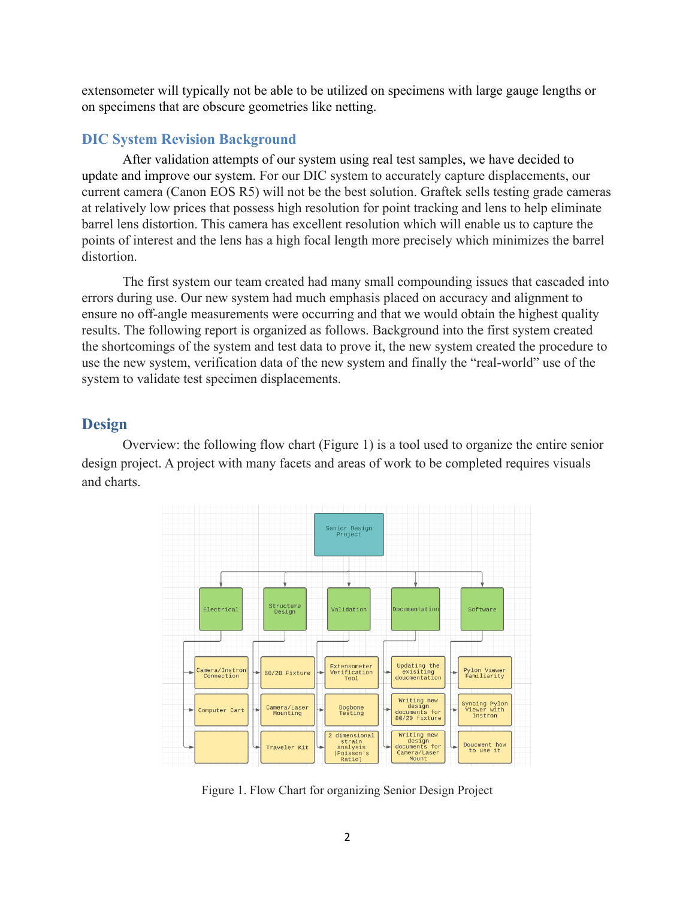extensometer will typically not be able to be utilized on specimens with large gauge lengths or on specimens that are obscure geometries like netting.

## DIC System Revision Background

After validation attempts of our system using real test samples, we have decided to update and improve our system. For our DIC system to accurately capture displacements, our current camera (Canon EOS R5) will not be the best solution. Graftek sells testing grade cameras at relatively low prices that possess high resolution for point tracking and lens to help eliminate barrel lens distortion. This camera has excellent resolution which will enable us to capture the points of interest and the lens has a high focal length more precisely which minimizes the barrel distortion.

The first system our team created had many small compounding issues that cascaded into errors during use. Our new system had much emphasis placed on accuracy and alignment to ensure no off-angle measurements were occurring and that we would obtain the highest quality results. The following report is organized as follows. Background into the first system created the shortcomings of the system and test data to prove it, the new system created the procedure to use the new system, verification data of the new system and finally the "real-world" use of the system to validate test specimen displacements.

## Design

Overview: the following flow chart (Figure 1) is a tool used to organize the entire senior design project. A project with many facets and areas of work to be completed requires visuals and charts.

Figure 1. Flow Chart for organizing Senior Design Project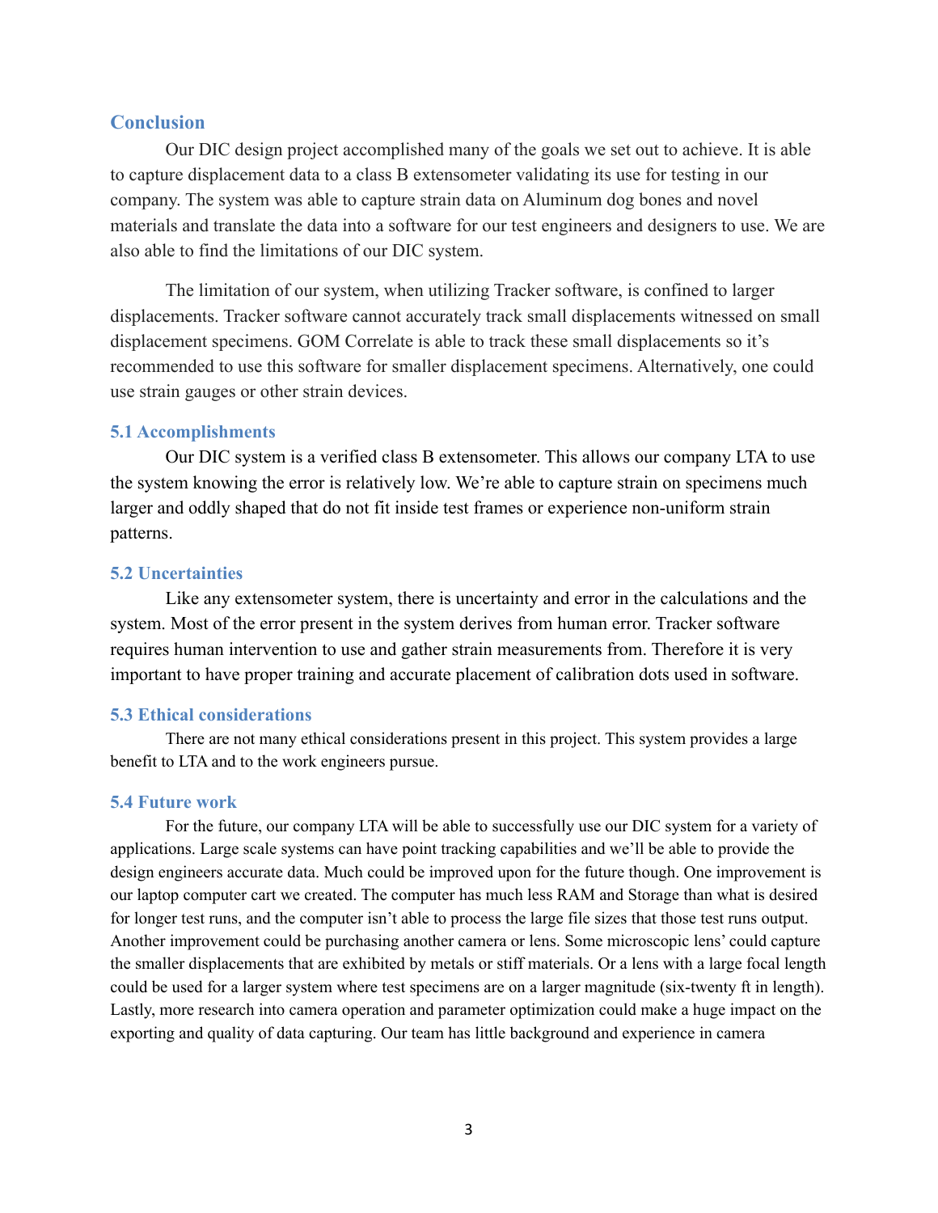## Conclusion

Our DIC design project accomplished many of the goals we set out to achieve. It is able to capture displacement data to a class B extensometer validating its use for testing in our company. The system was able to capture strain data on Aluminum dog bones and novel materials and translate the data into a software for our test engineers and designers to use. We are also able to find the limitations of our DIC system.

The limitation of our system, when utilizing Tracker software, is confined to larger displacements. Tracker software cannot accurately track small displacements witnessed on small displacement specimens. GOM Correlate is able to track these small displacements so it's recommended to use this software for smaller displacement specimens. Alternatively, one could use strain gauges or other strain devices.

### 5.1 Accomplishments

Our DIC system is a verified class B extensometer. This allows our company LTA to use the system knowing the error is relatively low. We're able to capture strain on specimens much larger and oddly shaped that do not fit inside test frames or experience non-uniform strain patterns.

### 5.2 Uncertainties

Like any extensometer system, there is uncertainty and error in the calculations and the system. Most of the error present in the system derives from human error. Tracker software requires human intervention to use and gather strain measurements from. Therefore it is very important to have proper training and accurate placement of calibration dots used in software.

### 5.3 Ethical considerations

There are not many ethical considerations present in this project. This system provides a large benefit to LTA and to the work engineers pursue.

### 5.4 Future work

For the future, our company LTA will be able to successfully use our DIC system for a variety of applications. Large scale systems can have point tracking capabilities and we'll be able to provide the design engineers accurate data. Much could be improved upon for the future though. One improvement is our laptop computer cart we created. The computer has much less RAM and Storage than what is desired for longer test runs, and the computer isn't able to process the large file sizes that those test runs output. Another improvement could be purchasing another camera or lens. Some microscopic lens' could capture the smaller displacements that are exhibited by metals or stiff materials. Or a lens with a large focal length could be used for a larger system where test specimens are on a larger magnitude (six-twenty ft in length). Lastly, more research into camera operation and parameter optimization could make a huge impact on the exporting and quality of data capturing. Our team has little background and experience in camera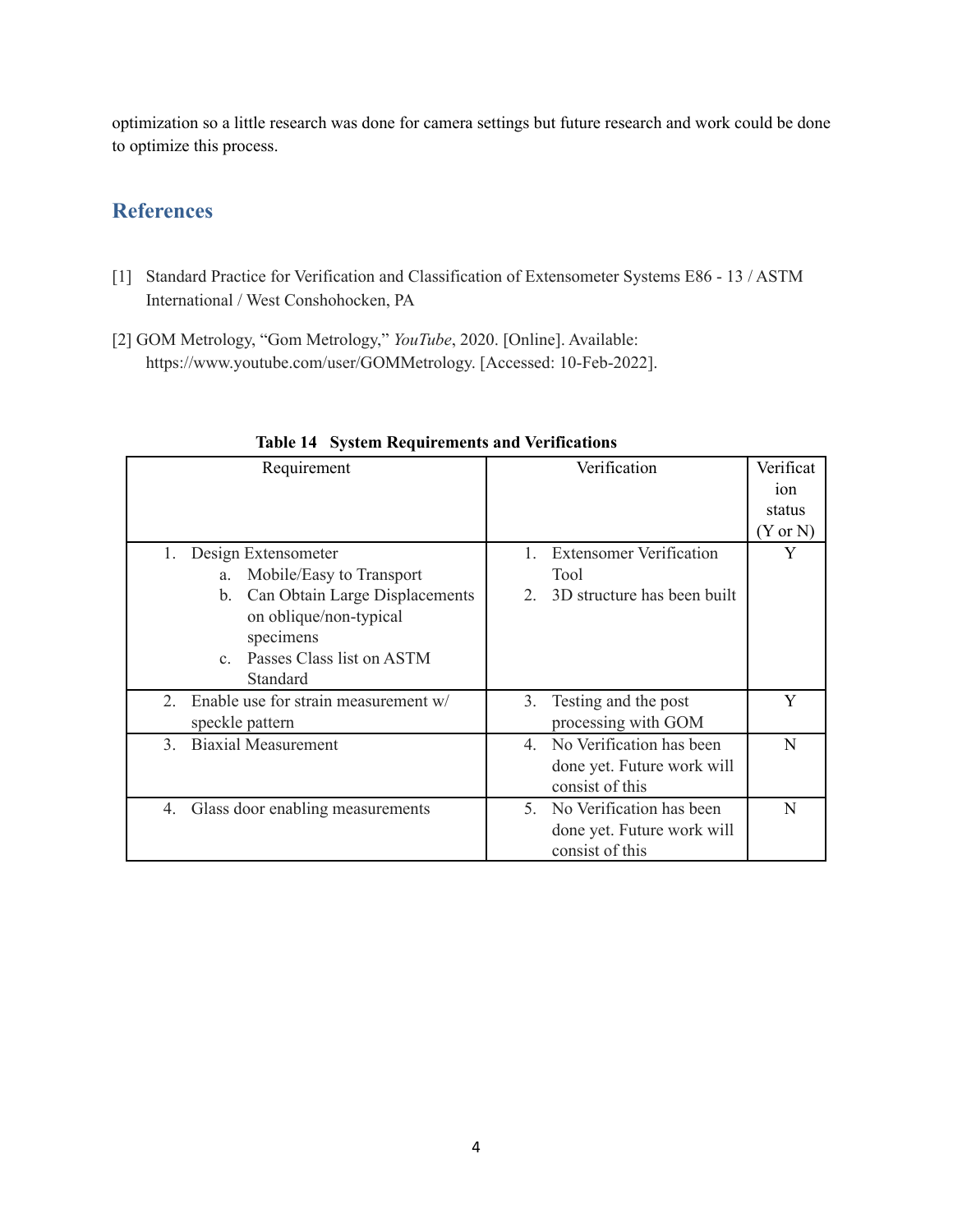optimization so a little research was done for camera settings but future research and work could be done to optimize this process.

## References

[1] Standard Practice for Verification and Classification of Extensometer Systems E86 - 13 / ASTM International / West Conshohocken, PA

[2] GOM Metrology, "Gom Metrology," *YouTube*, 2020. [Online]. Available: https://www.youtube.com/user/GOMMetrology. [Accessed: 10-Feb-2022].

**Table 14 System Requirements and Verifications**

| Requirement | Verification | Verification status (Y or N) |
|---|---|---|
| 1. Design Extensometer<br>a. Mobile/Easy to Transport<br>b. Can Obtain Large Displacements on oblique/non-typical specimens<br>c. Passes Class list on ASTM Standard | 1. Extensomer Verification Tool<br>2. 3D structure has been built | Y |
| 2. Enable use for strain measurement w/ speckle pattern | 3. Testing and the post processing with GOM | Y |
| 3. Biaxial Measurement | 4. No Verification has been done yet. Future work will consist of this | N |
| 4. Glass door enabling measurements | 5. No Verification has been done yet. Future work will consist of this | N |